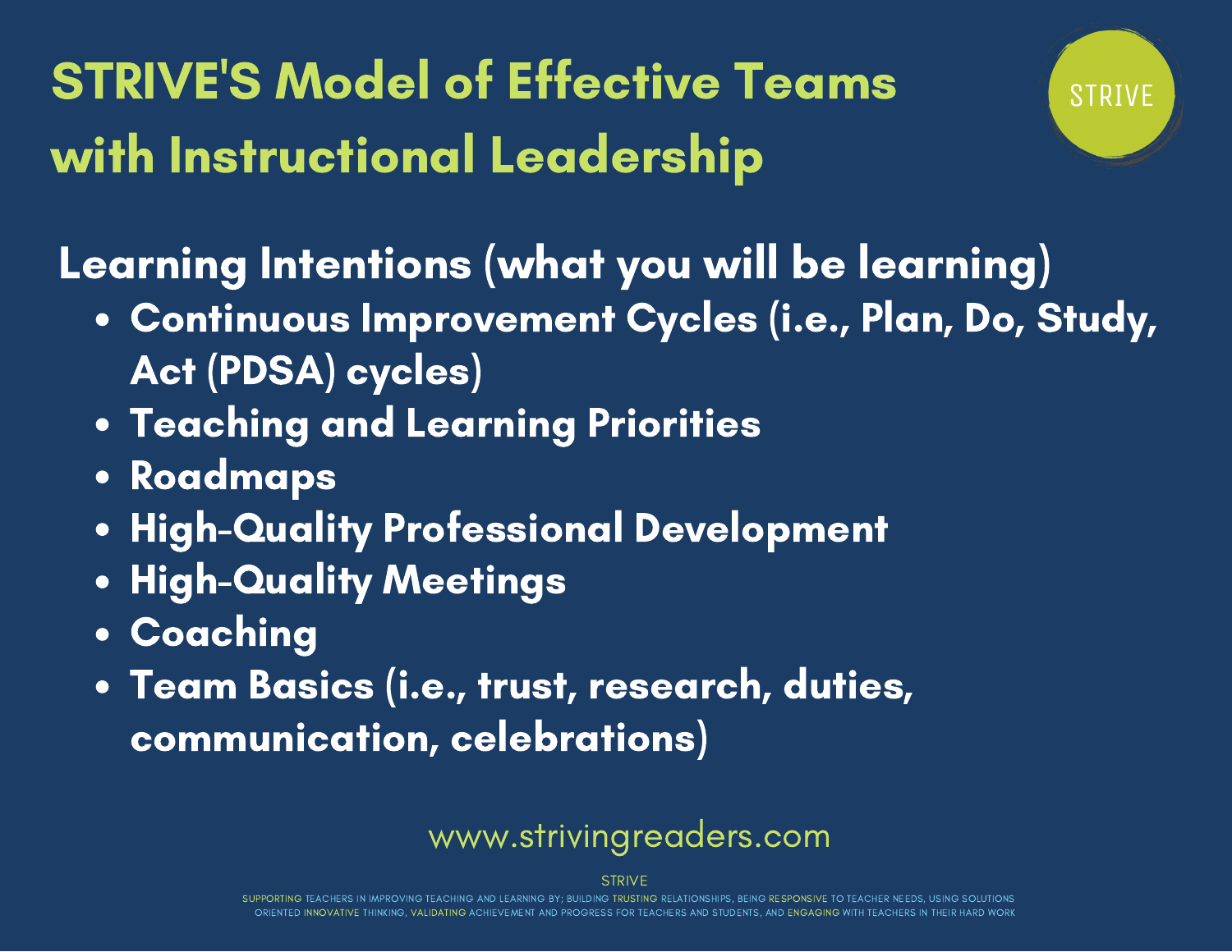# STRIVE'S Model of Effective Teams with Instructional Leadership

STRIVE

## Learning Intentions (what you will be learning)

- Continuous Improvement Cycles (i.e., Plan, Do, Study, Act (PDSA) cycles)
- Teaching and Learning Priorities
- Roadmaps
- High-Quality Professional Development
- High-Quality Meetings
- Coaching
- Team Basics (i.e., trust, research, duties, communication, celebrations)

www.strivingreaders.com

STRIVE

SUPPORTING TEACHERS IN IMPROVING TEACHING AND LEARNING BY; BUILDING TRUSTING RELATIONSHIPS, BEING RESPONSIVE TO TEACHER NEEDS, USING SOLUTIONS ORIENTED INNOVATIVE THINKING, VALIDATING ACHIEVEMENT AND PROGRESS FOR TEACHERS AND STUDENTS, AND ENGAGING WITH TEACHERS IN THEIR HARD WORK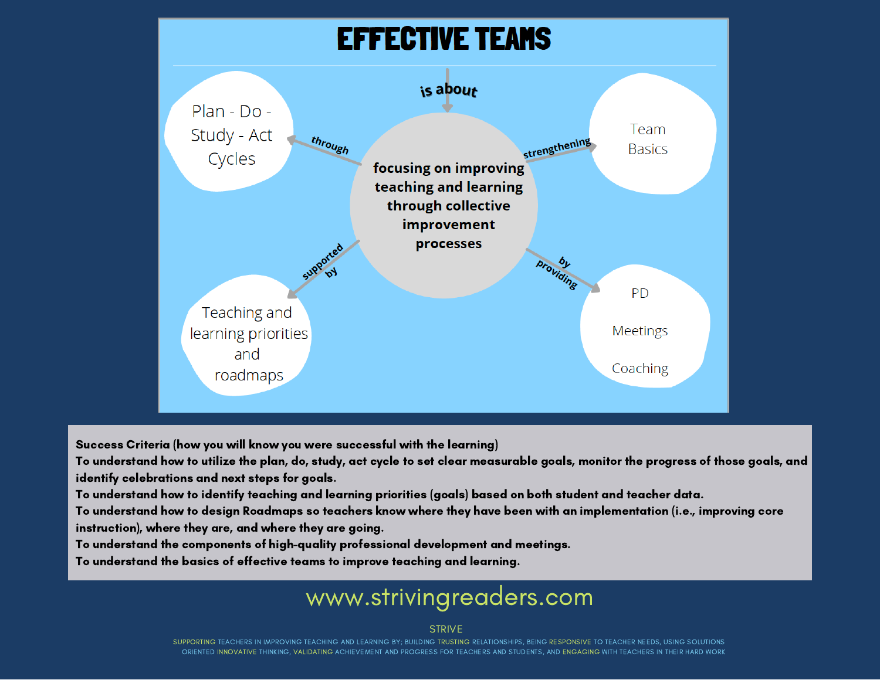# EFFECTIVE TEAMS

is about

focusing on improving teaching and learning through collective improvement processes

through

Plan - Do - Study - Act Cycles

strengthening

Team Basics

supported by

Teaching and learning priorities and roadmaps

by providing

PD

Meetings

Coaching

**Success Criteria (how you will know you were successful with the learning)**

**To understand how to utilize the plan, do, study, act cycle to set clear measurable goals, monitor the progress of those goals, and identify celebrations and next steps for goals.**

**To understand how to identify teaching and learning priorities (goals) based on both student and teacher data.**

**To understand how to design Roadmaps so teachers know where they have been with an implementation (i.e., improving core instruction), where they are, and where they are going.**

**To understand the components of high-quality professional development and meetings.**

**To understand the basics of effective teams to improve teaching and learning.**

www.strivingreaders.com

STRIVE

SUPPORTING TEACHERS IN IMPROVING TEACHING AND LEARNING BY; BUILDING TRUSTING RELATIONSHIPS, BEING RESPONSIVE TO TEACHER NEEDS, USING SOLUTIONS ORIENTED INNOVATIVE THINKING, VALIDATING ACHIEVEMENT AND PROGRESS FOR TEACHERS AND STUDENTS, AND ENGAGING WITH TEACHERS IN THEIR HARD WORK